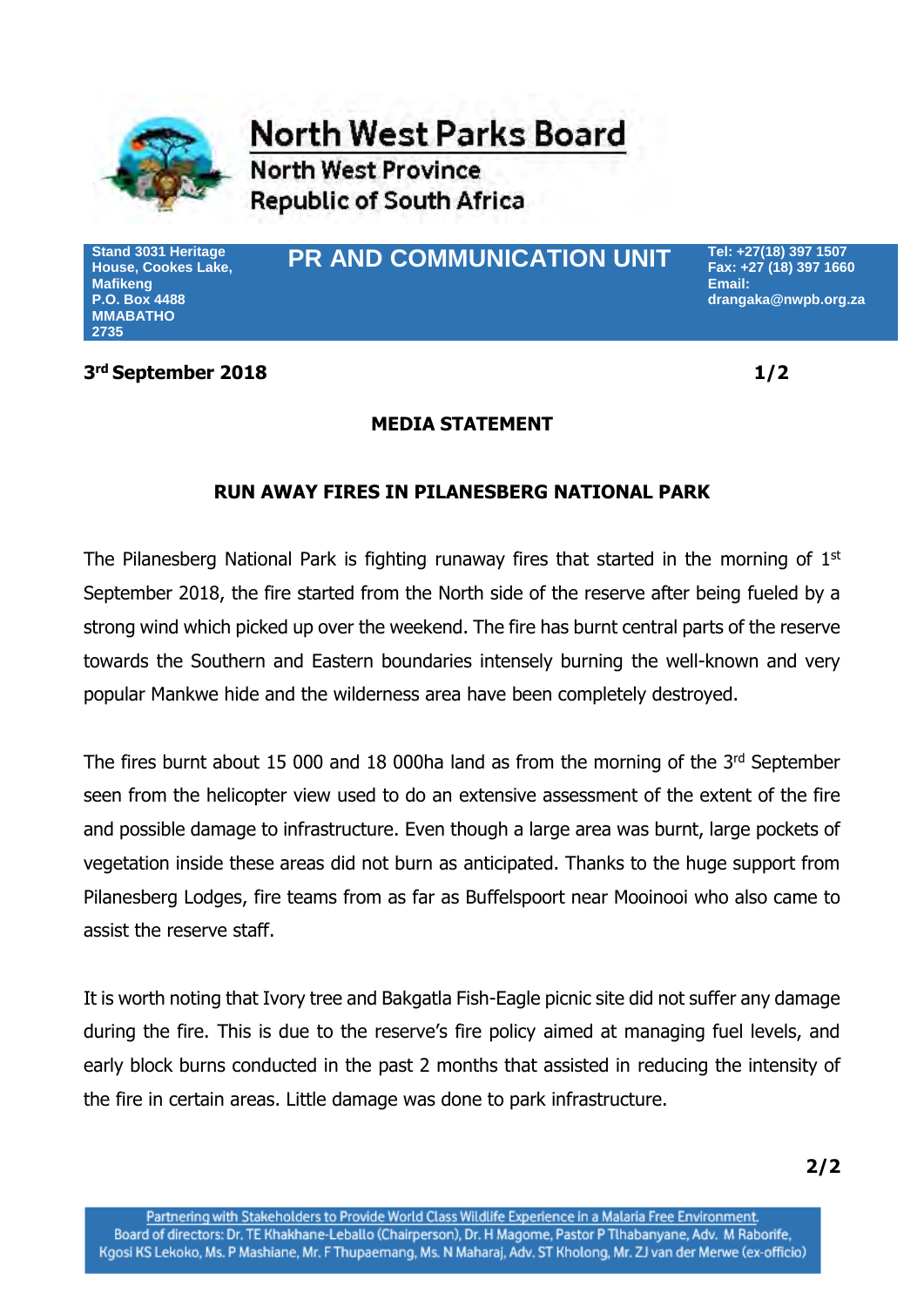# North West Parks Board

North West Province
Republic of South Africa

Stand 3031 Heritage House, Cookes Lake, Mafikeng
P.O. Box 4488
MMABATHO
2735

## PR AND COMMUNICATION UNIT

Tel: +27(18) 397 1507
Fax: +27 (18) 397 1660
Email: drangaka@nwpb.org.za

**3rd September 2018**

**MEDIA STATEMENT**

**RUN AWAY FIRES IN PILANESBERG NATIONAL PARK**

The Pilanesberg National Park is fighting runaway fires that started in the morning of 1st September 2018, the fire started from the North side of the reserve after being fueled by a strong wind which picked up over the weekend. The fire has burnt central parts of the reserve towards the Southern and Eastern boundaries intensely burning the well-known and very popular Mankwe hide and the wilderness area have been completely destroyed.

The fires burnt about 15 000 and 18 000ha land as from the morning of the 3rd September seen from the helicopter view used to do an extensive assessment of the extent of the fire and possible damage to infrastructure. Even though a large area was burnt, large pockets of vegetation inside these areas did not burn as anticipated. Thanks to the huge support from Pilanesberg Lodges, fire teams from as far as Buffelspoort near Mooinooi who also came to assist the reserve staff.

It is worth noting that Ivory tree and Bakgatla Fish-Eagle picnic site did not suffer any damage during the fire. This is due to the reserve's fire policy aimed at managing fuel levels, and early block burns conducted in the past 2 months that assisted in reducing the intensity of the fire in certain areas. Little damage was done to park infrastructure.

Partnering with Stakeholders to Provide World Class Wildlife Experience in a Malaria Free Environment.
Board of directors: Dr. TE Khakhane-Leballo (Chairperson), Dr. H Magome, Pastor P Tlhabanyane, Adv. M Raborife, Kgosi KS Lekoko, Ms. P Mashiane, Mr. F Thupaemang, Ms. N Maharaj, Adv. ST Kholong, Mr. ZJ van der Merwe (ex-officio)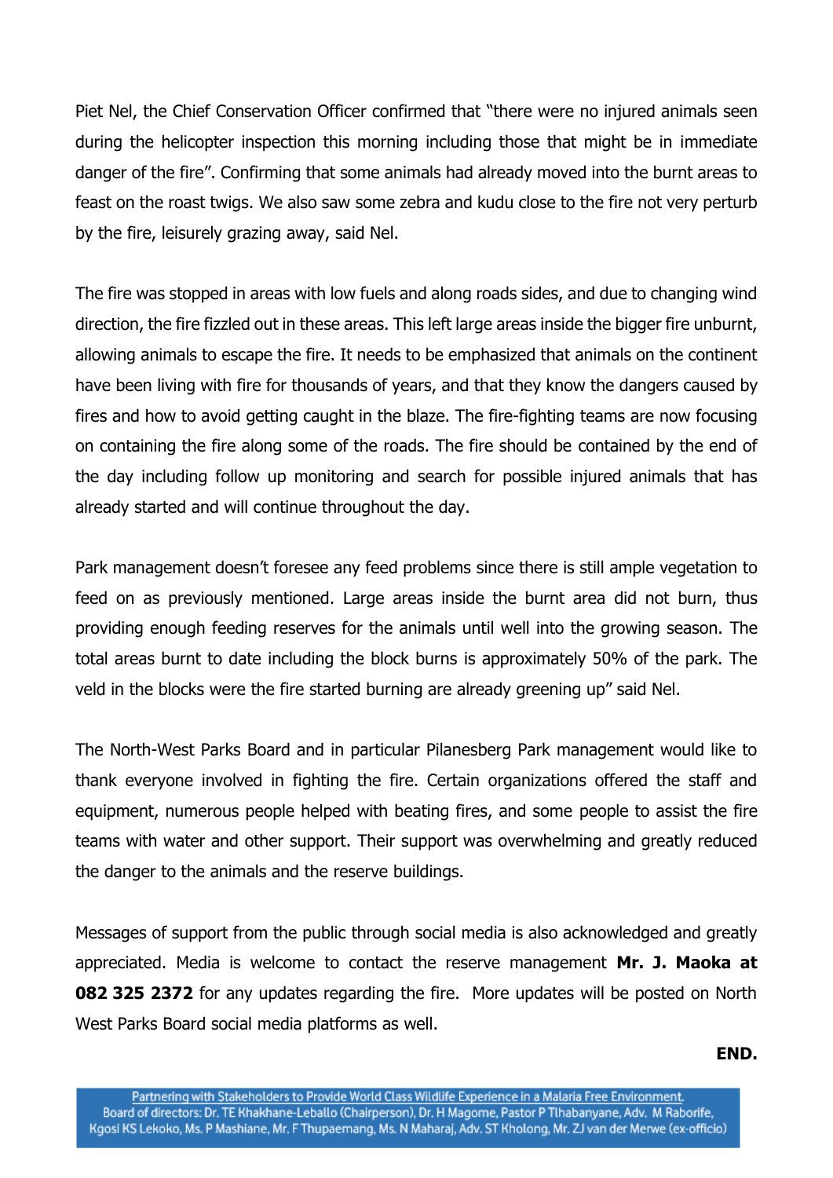Piet Nel, the Chief Conservation Officer confirmed that "there were no injured animals seen during the helicopter inspection this morning including those that might be in immediate danger of the fire". Confirming that some animals had already moved into the burnt areas to feast on the roast twigs. We also saw some zebra and kudu close to the fire not very perturb by the fire, leisurely grazing away, said Nel.

The fire was stopped in areas with low fuels and along roads sides, and due to changing wind direction, the fire fizzled out in these areas. This left large areas inside the bigger fire unburnt, allowing animals to escape the fire. It needs to be emphasized that animals on the continent have been living with fire for thousands of years, and that they know the dangers caused by fires and how to avoid getting caught in the blaze. The fire-fighting teams are now focusing on containing the fire along some of the roads. The fire should be contained by the end of the day including follow up monitoring and search for possible injured animals that has already started and will continue throughout the day.

Park management doesn't foresee any feed problems since there is still ample vegetation to feed on as previously mentioned. Large areas inside the burnt area did not burn, thus providing enough feeding reserves for the animals until well into the growing season. The total areas burnt to date including the block burns is approximately 50% of the park. The veld in the blocks were the fire started burning are already greening up" said Nel.

The North-West Parks Board and in particular Pilanesberg Park management would like to thank everyone involved in fighting the fire. Certain organizations offered the staff and equipment, numerous people helped with beating fires, and some people to assist the fire teams with water and other support. Their support was overwhelming and greatly reduced the danger to the animals and the reserve buildings.

Messages of support from the public through social media is also acknowledged and greatly appreciated. Media is welcome to contact the reserve management **Mr. J. Maoka at 082 325 2372** for any updates regarding the fire. More updates will be posted on North West Parks Board social media platforms as well.

**END.**

Partnering with Stakeholders to Provide World Class Wildlife Experience in a Malaria Free Environment.
Board of directors: Dr. TE Khakhane-Leballo (Chairperson), Dr. H Magome, Pastor P Tlhabanyane, Adv. M Raborife, Kgosi KS Lekoko, Ms. P Mashiane, Mr. F Thupaemang, Ms. N Maharaj, Adv. ST Kholong, Mr. ZJ van der Merwe (ex-officio)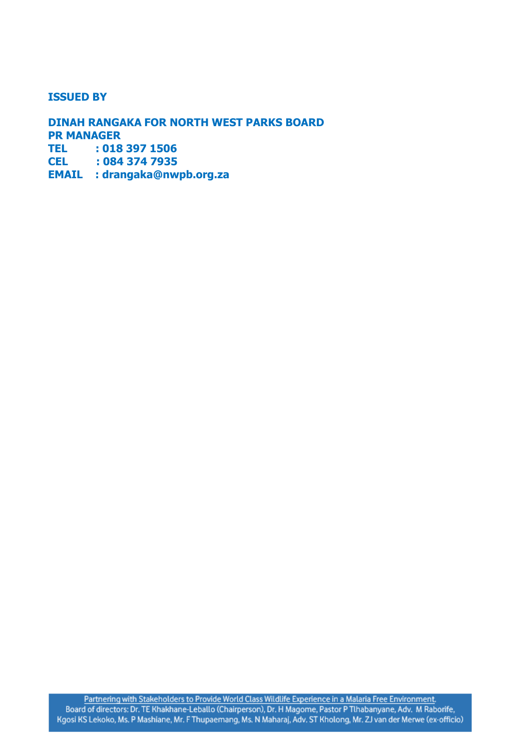**ISSUED BY**

**DINAH RANGAKA FOR NORTH WEST PARKS BOARD**
**PR MANAGER**
**TEL : 018 397 1506**
**CEL : 084 374 7935**
**EMAIL : drangaka@nwpb.org.za**